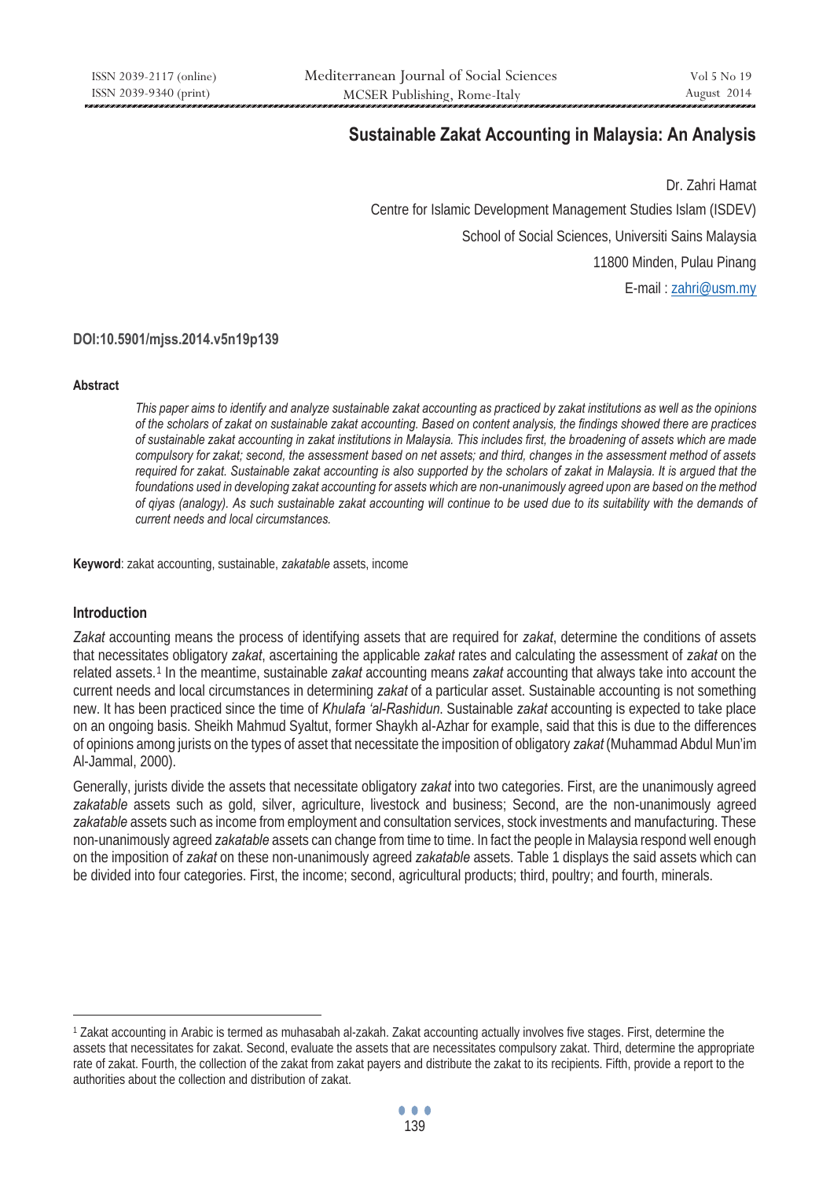# Sustainable Zakat Accounting in Malaysia: An Analysis

Dr. Zahri Hamat

Centre for Islamic Development Management Studies Islam (ISDEV)

School of Social Sciences, Universiti Sains Malaysia

11800 Minden, Pulau Pinang

E-mail : zahri@usm.my

**DOI:10.5901/mjss.2014.v5n19p139**

#### Abstract

*This paper aims to identify and analyze sustainable zakat accounting as practiced by zakat institutions as well as the opinions of the scholars of zakat on sustainable zakat accounting. Based on content analysis, the findings showed there are practices of sustainable zakat accounting in zakat institutions in Malaysia. This includes first, the broadening of assets which are made compulsory for zakat; second, the assessment based on net assets; and third, changes in the assessment method of assets required for zakat. Sustainable zakat accounting is also supported by the scholars of zakat in Malaysia. It is argued that the foundations used in developing zakat accounting for assets which are non-unanimously agreed upon are based on the method of qiyas (analogy). As such sustainable zakat accounting will continue to be used due to its suitability with the demands of current needs and local circumstances.*

**Keyword**: zakat accounting, sustainable, *zakatable* assets, income

## Introduction

*Zakat* accounting means the process of identifying assets that are required for *zakat*, determine the conditions of assets that necessitates obligatory *zakat*, ascertaining the applicable *zakat* rates and calculating the assessment of *zakat* on the related assets.[1] In the meantime, sustainable *zakat* accounting means *zakat* accounting that always take into account the current needs and local circumstances in determining *zakat* of a particular asset. Sustainable accounting is not something new. It has been practiced since the time of *Khulafa 'al-Rashidun*. Sustainable *zakat* accounting is expected to take place on an ongoing basis. Sheikh Mahmud Syaltut, former Shaykh al-Azhar for example, said that this is due to the differences of opinions among jurists on the types of asset that necessitate the imposition of obligatory *zakat* (Muhammad Abdul Mun'im Al-Jammal, 2000).

Generally, jurists divide the assets that necessitate obligatory *zakat* into two categories. First, are the unanimously agreed *zakatable* assets such as gold, silver, agriculture, livestock and business; Second, are the non-unanimously agreed *zakatable* assets such as income from employment and consultation services, stock investments and manufacturing. These non-unanimously agreed *zakatable* assets can change from time to time. In fact the people in Malaysia respond well enough on the imposition of *zakat* on these non-unanimously agreed *zakatable* assets. Table 1 displays the said assets which can be divided into four categories. First, the income; second, agricultural products; third, poultry; and fourth, minerals.

---

[1] Zakat accounting in Arabic is termed as muhasabah al-zakah. Zakat accounting actually involves five stages. First, determine the assets that necessitates for zakat. Second, evaluate the assets that are necessitates compulsory zakat. Third, determine the appropriate rate of zakat. Fourth, the collection of the zakat from zakat payers and distribute the zakat to its recipients. Fifth, provide a report to the authorities about the collection and distribution of zakat.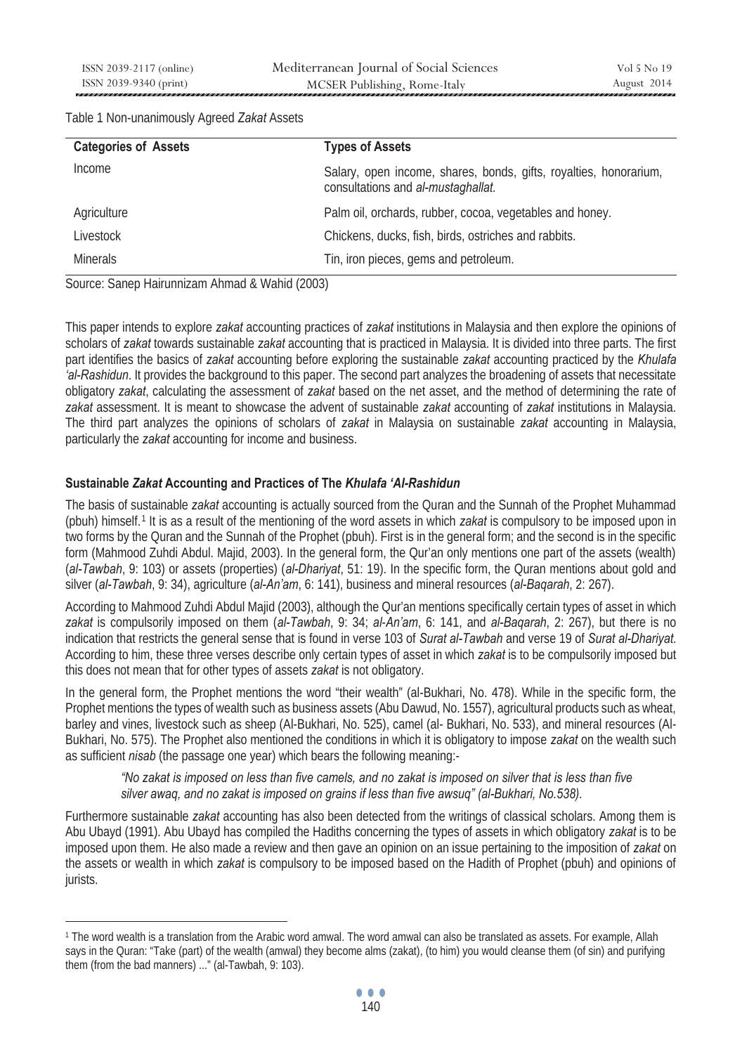Table 1 Non-unanimously Agreed *Zakat* Assets

| Categories of Assets | Types of Assets |
| --- | --- |
| Income | Salary, open income, shares, bonds, gifts, royalties, honorarium, consultations and *al-mustaghallat.* |
| Agriculture | Palm oil, orchards, rubber, cocoa, vegetables and honey. |
| Livestock | Chickens, ducks, fish, birds, ostriches and rabbits. |
| Minerals | Tin, iron pieces, gems and petroleum. |

Source: Sanep Hairunnizam Ahmad & Wahid (2003)

This paper intends to explore *zakat* accounting practices of *zakat* institutions in Malaysia and then explore the opinions of scholars of *zakat* towards sustainable *zakat* accounting that is practiced in Malaysia. It is divided into three parts. The first part identifies the basics of *zakat* accounting before exploring the sustainable *zakat* accounting practiced by the *Khulafa 'al-Rashidun*. It provides the background to this paper. The second part analyzes the broadening of assets that necessitate obligatory *zakat*, calculating the assessment of *zakat* based on the net asset, and the method of determining the rate of *zakat* assessment. It is meant to showcase the advent of sustainable *zakat* accounting of *zakat* institutions in Malaysia. The third part analyzes the opinions of scholars of *zakat* in Malaysia on sustainable *zakat* accounting in Malaysia, particularly the *zakat* accounting for income and business.

## Sustainable *Zakat* Accounting and Practices of The *Khulafa 'Al-Rashidun*

The basis of sustainable *zakat* accounting is actually sourced from the Quran and the Sunnah of the Prophet Muhammad (pbuh) himself.[1] It is as a result of the mentioning of the word assets in which *zakat* is compulsory to be imposed upon in two forms by the Quran and the Sunnah of the Prophet (pbuh). First is in the general form; and the second is in the specific form (Mahmood Zuhdi Abdul. Majid, 2003). In the general form, the Qur'an only mentions one part of the assets (wealth) (*al-Tawbah*, 9: 103) or assets (properties) (*al-Dhariyat*, 51: 19). In the specific form, the Quran mentions about gold and silver (*al-Tawbah*, 9: 34), agriculture (*al-An'am*, 6: 141), business and mineral resources (*al-Baqarah*, 2: 267).

According to Mahmood Zuhdi Abdul Majid (2003), although the Qur'an mentions specifically certain types of asset in which *zakat* is compulsorily imposed on them (*al-Tawbah*, 9: 34; *al-An'am*, 6: 141, and *al-Baqarah*, 2: 267), but there is no indication that restricts the general sense that is found in verse 103 of *Surat al-Tawbah* and verse 19 of *Surat al-Dhariyat*. According to him, these three verses describe only certain types of asset in which *zakat* is to be compulsorily imposed but this does not mean that for other types of assets *zakat* is not obligatory.

In the general form, the Prophet mentions the word "their wealth" (al-Bukhari, No. 478). While in the specific form, the Prophet mentions the types of wealth such as business assets (Abu Dawud, No. 1557), agricultural products such as wheat, barley and vines, livestock such as sheep (Al-Bukhari, No. 525), camel (al- Bukhari, No. 533), and mineral resources (Al-Bukhari, No. 575). The Prophet also mentioned the conditions in which it is obligatory to impose *zakat* on the wealth such as sufficient *nisab* (the passage one year) which bears the following meaning:-

> *"No zakat is imposed on less than five camels, and no zakat is imposed on silver that is less than five silver awaq, and no zakat is imposed on grains if less than five awsuq" (al-Bukhari, No.538).*

Furthermore sustainable *zakat* accounting has also been detected from the writings of classical scholars. Among them is Abu Ubayd (1991). Abu Ubayd has compiled the Hadiths concerning the types of assets in which obligatory *zakat* is to be imposed upon them. He also made a review and then gave an opinion on an issue pertaining to the imposition of *zakat* on the assets or wealth in which *zakat* is compulsory to be imposed based on the Hadith of Prophet (pbuh) and opinions of jurists.

---

[1] The word wealth is a translation from the Arabic word amwal. The word amwal can also be translated as assets. For example, Allah says in the Quran: "Take (part) of the wealth (amwal) they become alms (zakat), (to him) you would cleanse them (of sin) and purifying them (from the bad manners) ..." (al-Tawbah, 9: 103).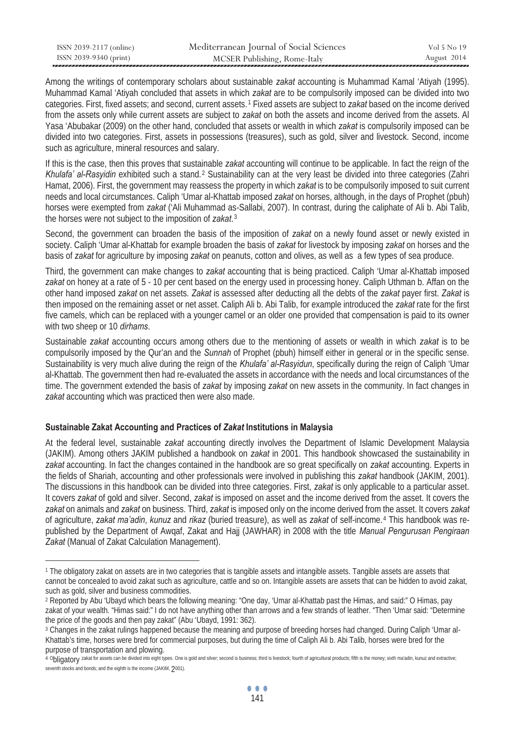Among the writings of contemporary scholars about sustainable *zakat* accounting is Muhammad Kamal 'Atiyah (1995). Muhammad Kamal 'Atiyah concluded that assets in which *zakat* are to be compulsorily imposed can be divided into two categories. First, fixed assets; and second, current assets.[1] Fixed assets are subject to *zakat* based on the income derived from the assets only while current assets are subject to *zakat* on both the assets and income derived from the assets. Al Yasa 'Abubakar (2009) on the other hand, concluded that assets or wealth in which *zakat* is compulsorily imposed can be divided into two categories. First, assets in possessions (treasures), such as gold, silver and livestock. Second, income such as agriculture, mineral resources and salary.

If this is the case, then this proves that sustainable *zakat* accounting will continue to be applicable. In fact the reign of the *Khulafa' al-Rasyidin* exhibited such a stand.[2] Sustainability can at the very least be divided into three categories (Zahri Hamat, 2006). First, the government may reassess the property in which *zakat* is to be compulsorily imposed to suit current needs and local circumstances. Caliph 'Umar al-Khattab imposed *zakat* on horses, although, in the days of Prophet (pbuh) horses were exempted from *zakat* ('Ali Muhammad as-Sallabi, 2007). In contrast, during the caliphate of Ali b. Abi Talib, the horses were not subject to the imposition of *zakat*.[3]

Second, the government can broaden the basis of the imposition of *zakat* on a newly found asset or newly existed in society. Caliph 'Umar al-Khattab for example broaden the basis of *zakat* for livestock by imposing *zakat* on horses and the basis of *zakat* for agriculture by imposing *zakat* on peanuts, cotton and olives, as well as a few types of sea produce.

Third, the government can make changes to *zakat* accounting that is being practiced. Caliph 'Umar al-Khattab imposed *zakat* on honey at a rate of 5 - 10 per cent based on the energy used in processing honey. Caliph Uthman b. Affan on the other hand imposed *zakat* on net assets. *Zakat* is assessed after deducting all the debts of the *zakat* payer first. *Zakat* is then imposed on the remaining asset or net asset. Caliph Ali b. Abi Talib, for example introduced the *zakat* rate for the first five camels, which can be replaced with a younger camel or an older one provided that compensation is paid to its owner with two sheep or 10 *dirhams*.

Sustainable *zakat* accounting occurs among others due to the mentioning of assets or wealth in which *zakat* is to be compulsorily imposed by the Qur'an and the *Sunnah* of Prophet (pbuh) himself either in general or in the specific sense. Sustainability is very much alive during the reign of the *Khulafa' al-Rasyidun*, specifically during the reign of Caliph 'Umar al-Khattab. The government then had re-evaluated the assets in accordance with the needs and local circumstances of the time. The government extended the basis of *zakat* by imposing *zakat* on new assets in the community. In fact changes in *zakat* accounting which was practiced then were also made.

## Sustainable Zakat Accounting and Practices of *Zakat* Institutions in Malaysia

At the federal level, sustainable *zakat* accounting directly involves the Department of Islamic Development Malaysia (JAKIM). Among others JAKIM published a handbook on *zakat* in 2001. This handbook showcased the sustainability in *zakat* accounting. In fact the changes contained in the handbook are so great specifically on *zakat* accounting. Experts in the fields of Shariah, accounting and other professionals were involved in publishing this *zakat* handbook (JAKIM, 2001). The discussions in this handbook can be divided into three categories. First, *zakat* is only applicable to a particular asset. It covers *zakat* of gold and silver. Second, *zakat* is imposed on asset and the income derived from the asset. It covers the *zakat* on animals and *zakat* on business. Third, *zakat* is imposed only on the income derived from the asset. It covers *zakat* of agriculture, *zakat ma'adin*, *kunuz* and *rikaz* (buried treasure), as well as *zakat* of self-income.[4] This handbook was re-published by the Department of Awqaf, Zakat and Hajj (JAWHAR) in 2008 with the title *Manual Pengurusan Pengiraan Zakat* (Manual of Zakat Calculation Management).

---

[1] The obligatory zakat on assets are in two categories that is tangible assets and intangible assets. Tangible assets are assets that cannot be concealed to avoid zakat such as agriculture, cattle and so on. Intangible assets are assets that can be hidden to avoid zakat, such as gold, silver and business commodities.

[2] Reported by Abu 'Ubayd which bears the following meaning: "One day, 'Umar al-Khattab past the Himas, and said:" O Himas, pay zakat of your wealth. "Himas said:" I do not have anything other than arrows and a few strands of leather. "Then 'Umar said: "Determine the price of the goods and then pay zakat" (Abu 'Ubayd, 1991: 362).

[3] Changes in the zakat rulings happened because the meaning and purpose of breeding horses had changed. During Caliph 'Umar al-Khattab's time, horses were bred for commercial purposes, but during the time of Caliph Ali b. Abi Talib, horses were bred for the purpose of transportation and plowing.

[4] Obligatory zakat for assets can be divided into eight types. One is gold and silver; second is business; third is livestock; fourth of agricultural products; fifth is the money; sixth ma'adin, kunuz and extractive; seventh stocks and bonds; and the eighth is the income (JAKIM, 2001).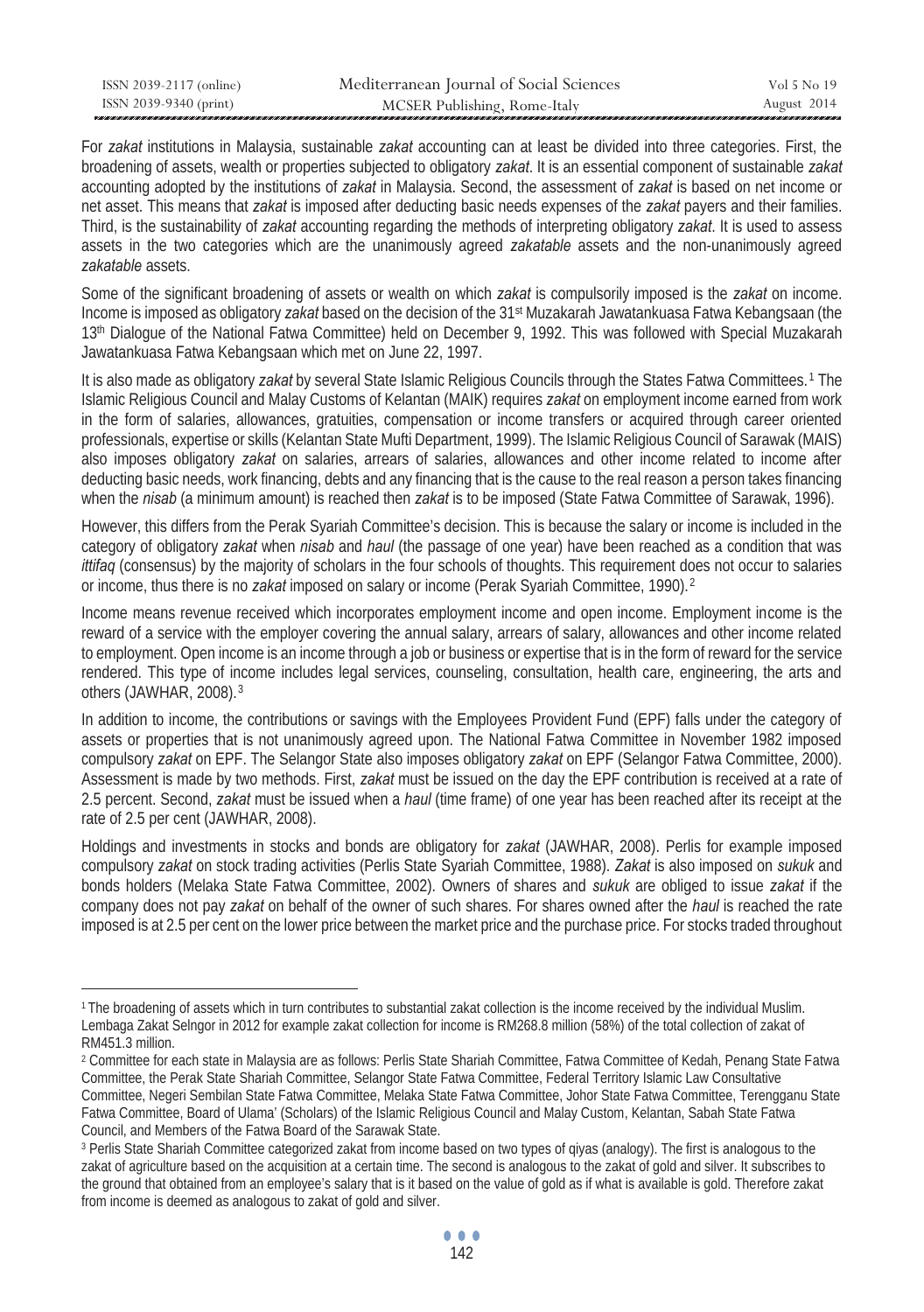For *zakat* institutions in Malaysia, sustainable *zakat* accounting can at least be divided into three categories. First, the broadening of assets, wealth or properties subjected to obligatory *zakat*. It is an essential component of sustainable *zakat* accounting adopted by the institutions of *zakat* in Malaysia. Second, the assessment of *zakat* is based on net income or net asset. This means that *zakat* is imposed after deducting basic needs expenses of the *zakat* payers and their families. Third, is the sustainability of *zakat* accounting regarding the methods of interpreting obligatory *zakat*. It is used to assess assets in the two categories which are the unanimously agreed *zakatable* assets and the non-unanimously agreed *zakatable* assets.

Some of the significant broadening of assets or wealth on which *zakat* is compulsorily imposed is the *zakat* on income. Income is imposed as obligatory *zakat* based on the decision of the 31st Muzakarah Jawatankuasa Fatwa Kebangsaan (the 13th Dialogue of the National Fatwa Committee) held on December 9, 1992. This was followed with Special Muzakarah Jawatankuasa Fatwa Kebangsaan which met on June 22, 1997.

It is also made as obligatory *zakat* by several State Islamic Religious Councils through the States Fatwa Committees.[1] The Islamic Religious Council and Malay Customs of Kelantan (MAIK) requires *zakat* on employment income earned from work in the form of salaries, allowances, gratuities, compensation or income transfers or acquired through career oriented professionals, expertise or skills (Kelantan State Mufti Department, 1999). The Islamic Religious Council of Sarawak (MAIS) also imposes obligatory *zakat* on salaries, arrears of salaries, allowances and other income related to income after deducting basic needs, work financing, debts and any financing that is the cause to the real reason a person takes financing when the *nisab* (a minimum amount) is reached then *zakat* is to be imposed (State Fatwa Committee of Sarawak, 1996).

However, this differs from the Perak Syariah Committee's decision. This is because the salary or income is included in the category of obligatory *zakat* when *nisab* and *haul* (the passage of one year) have been reached as a condition that was *ittifaq* (consensus) by the majority of scholars in the four schools of thoughts. This requirement does not occur to salaries or income, thus there is no *zakat* imposed on salary or income (Perak Syariah Committee, 1990).[2]

Income means revenue received which incorporates employment income and open income. Employment income is the reward of a service with the employer covering the annual salary, arrears of salary, allowances and other income related to employment. Open income is an income through a job or business or expertise that is in the form of reward for the service rendered. This type of income includes legal services, counseling, consultation, health care, engineering, the arts and others (JAWHAR, 2008).[3]

In addition to income, the contributions or savings with the Employees Provident Fund (EPF) falls under the category of assets or properties that is not unanimously agreed upon. The National Fatwa Committee in November 1982 imposed compulsory *zakat* on EPF. The Selangor State also imposes obligatory *zakat* on EPF (Selangor Fatwa Committee, 2000). Assessment is made by two methods. First, *zakat* must be issued on the day the EPF contribution is received at a rate of 2.5 percent. Second, *zakat* must be issued when a *haul* (time frame) of one year has been reached after its receipt at the rate of 2.5 per cent (JAWHAR, 2008).

Holdings and investments in stocks and bonds are obligatory for *zakat* (JAWHAR, 2008). Perlis for example imposed compulsory *zakat* on stock trading activities (Perlis State Syariah Committee, 1988). *Zakat* is also imposed on *sukuk* and bonds holders (Melaka State Fatwa Committee, 2002). Owners of shares and *sukuk* are obliged to issue *zakat* if the company does not pay *zakat* on behalf of the owner of such shares. For shares owned after the *haul* is reached the rate imposed is at 2.5 per cent on the lower price between the market price and the purchase price. For stocks traded throughout

---

[1] The broadening of assets which in turn contributes to substantial zakat collection is the income received by the individual Muslim. Lembaga Zakat Selngor in 2012 for example zakat collection for income is RM268.8 million (58%) of the total collection of zakat of RM451.3 million.

[2] Committee for each state in Malaysia are as follows: Perlis State Shariah Committee, Fatwa Committee of Kedah, Penang State Fatwa Committee, the Perak State Shariah Committee, Selangor State Fatwa Committee, Federal Territory Islamic Law Consultative Committee, Negeri Sembilan State Fatwa Committee, Melaka State Fatwa Committee, Johor State Fatwa Committee, Terengganu State Fatwa Committee, Board of Ulama' (Scholars) of the Islamic Religious Council and Malay Custom, Kelantan, Sabah State Fatwa Council, and Members of the Fatwa Board of the Sarawak State.

[3] Perlis State Shariah Committee categorized zakat from income based on two types of qiyas (analogy). The first is analogous to the zakat of agriculture based on the acquisition at a certain time. The second is analogous to the zakat of gold and silver. It subscribes to the ground that obtained from an employee's salary that is it based on the value of gold as if what is available is gold. Therefore zakat from income is deemed as analogous to zakat of gold and silver.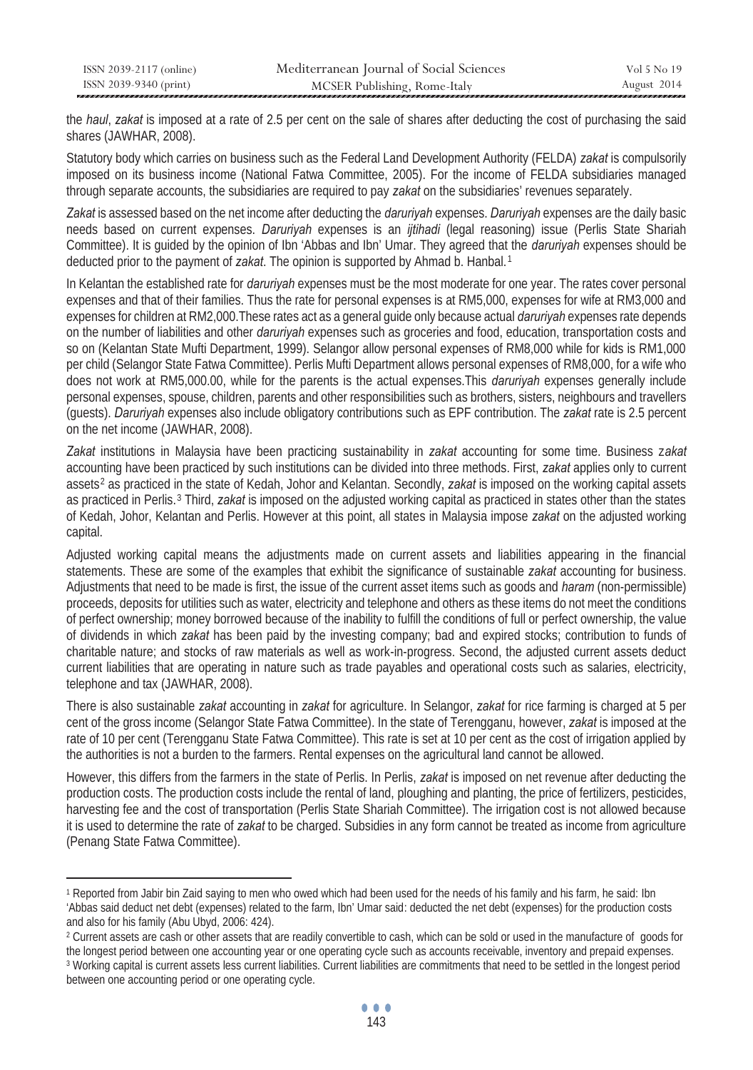the *haul*, *zakat* is imposed at a rate of 2.5 per cent on the sale of shares after deducting the cost of purchasing the said shares (JAWHAR, 2008).

Statutory body which carries on business such as the Federal Land Development Authority (FELDA) *zakat* is compulsorily imposed on its business income (National Fatwa Committee, 2005). For the income of FELDA subsidiaries managed through separate accounts, the subsidiaries are required to pay *zakat* on the subsidiaries' revenues separately.

*Zakat* is assessed based on the net income after deducting the *daruriyah* expenses. *Daruriyah* expenses are the daily basic needs based on current expenses. *Daruriyah* expenses is an *ijtihadi* (legal reasoning) issue (Perlis State Shariah Committee). It is guided by the opinion of Ibn 'Abbas and Ibn' Umar. They agreed that the *daruriyah* expenses should be deducted prior to the payment of *zakat*. The opinion is supported by Ahmad b. Hanbal.[1]

In Kelantan the established rate for *daruriyah* expenses must be the most moderate for one year. The rates cover personal expenses and that of their families. Thus the rate for personal expenses is at RM5,000, expenses for wife at RM3,000 and expenses for children at RM2,000.These rates act as a general guide only because actual *daruriyah* expenses rate depends on the number of liabilities and other *daruriyah* expenses such as groceries and food, education, transportation costs and so on (Kelantan State Mufti Department, 1999). Selangor allow personal expenses of RM8,000 while for kids is RM1,000 per child (Selangor State Fatwa Committee). Perlis Mufti Department allows personal expenses of RM8,000, for a wife who does not work at RM5,000.00, while for the parents is the actual expenses.This *daruriyah* expenses generally include personal expenses, spouse, children, parents and other responsibilities such as brothers, sisters, neighbours and travellers (guests). *Daruriyah* expenses also include obligatory contributions such as EPF contribution. The *zakat* rate is 2.5 percent on the net income (JAWHAR, 2008).

*Zakat* institutions in Malaysia have been practicing sustainability in *zakat* accounting for some time. Business *zakat* accounting have been practiced by such institutions can be divided into three methods. First, *zakat* applies only to current assets[2] as practiced in the state of Kedah, Johor and Kelantan. Secondly, *zakat* is imposed on the working capital assets as practiced in Perlis.[3] Third, *zakat* is imposed on the adjusted working capital as practiced in states other than the states of Kedah, Johor, Kelantan and Perlis. However at this point, all states in Malaysia impose *zakat* on the adjusted working capital.

Adjusted working capital means the adjustments made on current assets and liabilities appearing in the financial statements. These are some of the examples that exhibit the significance of sustainable *zakat* accounting for business. Adjustments that need to be made is first, the issue of the current asset items such as goods and *haram* (non-permissible) proceeds, deposits for utilities such as water, electricity and telephone and others as these items do not meet the conditions of perfect ownership; money borrowed because of the inability to fulfill the conditions of full or perfect ownership, the value of dividends in which *zakat* has been paid by the investing company; bad and expired stocks; contribution to funds of charitable nature; and stocks of raw materials as well as work-in-progress. Second, the adjusted current assets deduct current liabilities that are operating in nature such as trade payables and operational costs such as salaries, electricity, telephone and tax (JAWHAR, 2008).

There is also sustainable *zakat* accounting in *zakat* for agriculture. In Selangor, *zakat* for rice farming is charged at 5 per cent of the gross income (Selangor State Fatwa Committee). In the state of Terengganu, however, *zakat* is imposed at the rate of 10 per cent (Terengganu State Fatwa Committee). This rate is set at 10 per cent as the cost of irrigation applied by the authorities is not a burden to the farmers. Rental expenses on the agricultural land cannot be allowed.

However, this differs from the farmers in the state of Perlis. In Perlis, *zakat* is imposed on net revenue after deducting the production costs. The production costs include the rental of land, ploughing and planting, the price of fertilizers, pesticides, harvesting fee and the cost of transportation (Perlis State Shariah Committee). The irrigation cost is not allowed because it is used to determine the rate of *zakat* to be charged. Subsidies in any form cannot be treated as income from agriculture (Penang State Fatwa Committee).

---

[1] Reported from Jabir bin Zaid saying to men who owed which had been used for the needs of his family and his farm, he said: Ibn 'Abbas said deduct net debt (expenses) related to the farm, Ibn' Umar said: deducted the net debt (expenses) for the production costs and also for his family (Abu Ubyd, 2006: 424).

[2] Current assets are cash or other assets that are readily convertible to cash, which can be sold or used in the manufacture of goods for the longest period between one accounting year or one operating cycle such as accounts receivable, inventory and prepaid expenses.

[3] Working capital is current assets less current liabilities. Current liabilities are commitments that need to be settled in the longest period between one accounting period or one operating cycle.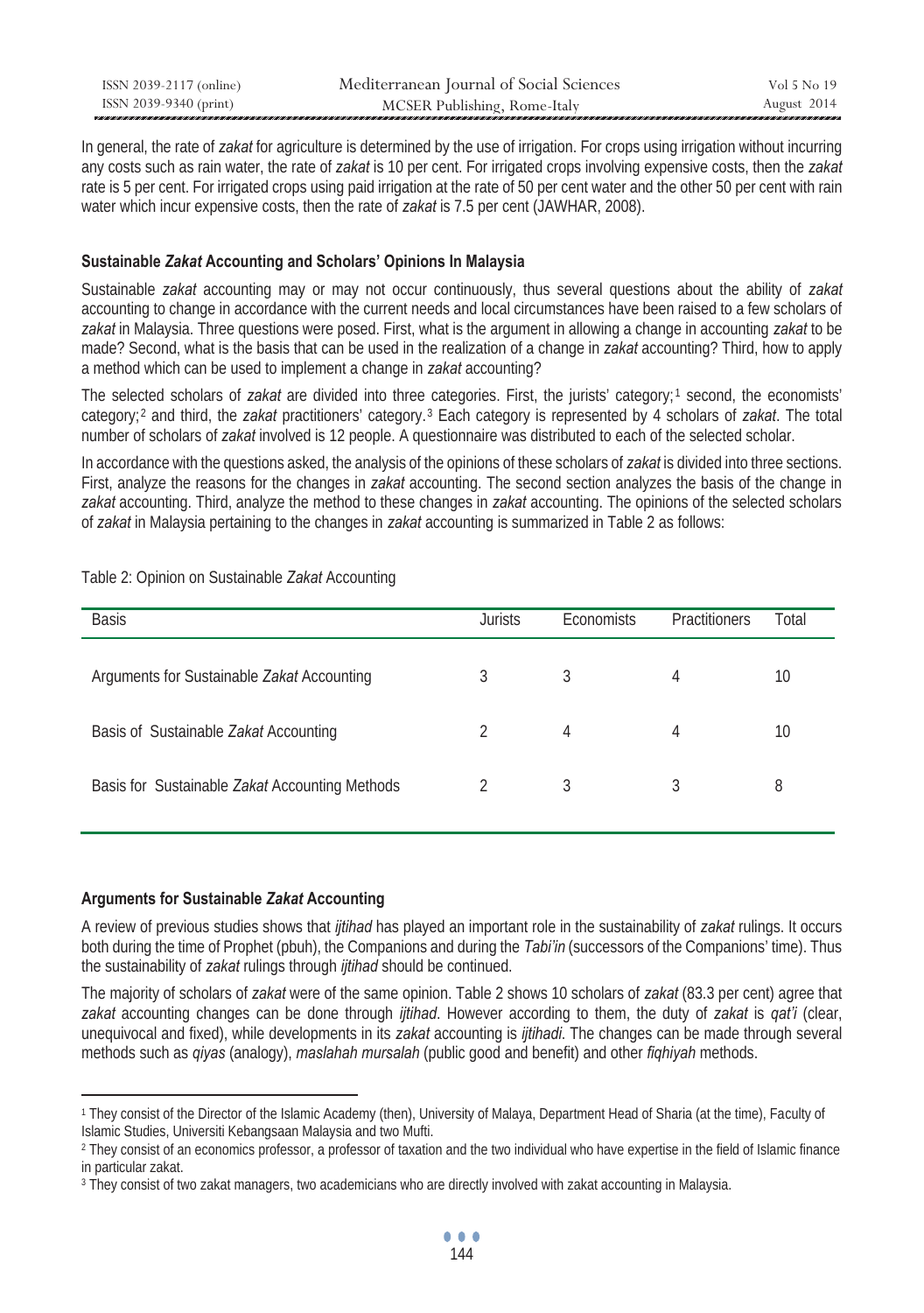In general, the rate of *zakat* for agriculture is determined by the use of irrigation. For crops using irrigation without incurring any costs such as rain water, the rate of *zakat* is 10 per cent. For irrigated crops involving expensive costs, then the *zakat* rate is 5 per cent. For irrigated crops using paid irrigation at the rate of 50 per cent water and the other 50 per cent with rain water which incur expensive costs, then the rate of *zakat* is 7.5 per cent (JAWHAR, 2008).

### Sustainable *Zakat* Accounting and Scholars' Opinions In Malaysia

Sustainable *zakat* accounting may or may not occur continuously, thus several questions about the ability of *zakat* accounting to change in accordance with the current needs and local circumstances have been raised to a few scholars of *zakat* in Malaysia. Three questions were posed. First, what is the argument in allowing a change in accounting *zakat* to be made? Second, what is the basis that can be used in the realization of a change in *zakat* accounting? Third, how to apply a method which can be used to implement a change in *zakat* accounting?

The selected scholars of *zakat* are divided into three categories. First, the jurists' category;[1] second, the economists' category;[2] and third, the *zakat* practitioners' category.[3] Each category is represented by 4 scholars of *zakat*. The total number of scholars of *zakat* involved is 12 people. A questionnaire was distributed to each of the selected scholar.

In accordance with the questions asked, the analysis of the opinions of these scholars of *zakat* is divided into three sections. First, analyze the reasons for the changes in *zakat* accounting. The second section analyzes the basis of the change in *zakat* accounting. Third, analyze the method to these changes in *zakat* accounting. The opinions of the selected scholars of *zakat* in Malaysia pertaining to the changes in *zakat* accounting is summarized in Table 2 as follows:

Table 2: Opinion on Sustainable *Zakat* Accounting

| Basis | Jurists | Economists | Practitioners | Total |
|---|---|---|---|---|
| Arguments for Sustainable *Zakat* Accounting | 3 | 3 | 4 | 10 |
| Basis of Sustainable *Zakat* Accounting | 2 | 4 | 4 | 10 |
| Basis for Sustainable *Zakat* Accounting Methods | 2 | 3 | 3 | 8 |

### Arguments for Sustainable *Zakat* Accounting

A review of previous studies shows that *ijtihad* has played an important role in the sustainability of *zakat* rulings. It occurs both during the time of Prophet (pbuh), the Companions and during the *Tabi'in* (successors of the Companions' time). Thus the sustainability of *zakat* rulings through *ijtihad* should be continued.

The majority of scholars of *zakat* were of the same opinion. Table 2 shows 10 scholars of *zakat* (83.3 per cent) agree that *zakat* accounting changes can be done through *ijtihad*. However according to them, the duty of *zakat* is *qat'i* (clear, unequivocal and fixed), while developments in its *zakat* accounting is *ijtihadi*. The changes can be made through several methods such as *qiyas* (analogy), *maslahah mursalah* (public good and benefit) and other *fiqhiyah* methods.

[1] They consist of the Director of the Islamic Academy (then), University of Malaya, Department Head of Sharia (at the time), Faculty of Islamic Studies, Universiti Kebangsaan Malaysia and two Mufti.

[2] They consist of an economics professor, a professor of taxation and the two individual who have expertise in the field of Islamic finance in particular zakat.

[3] They consist of two zakat managers, two academicians who are directly involved with zakat accounting in Malaysia.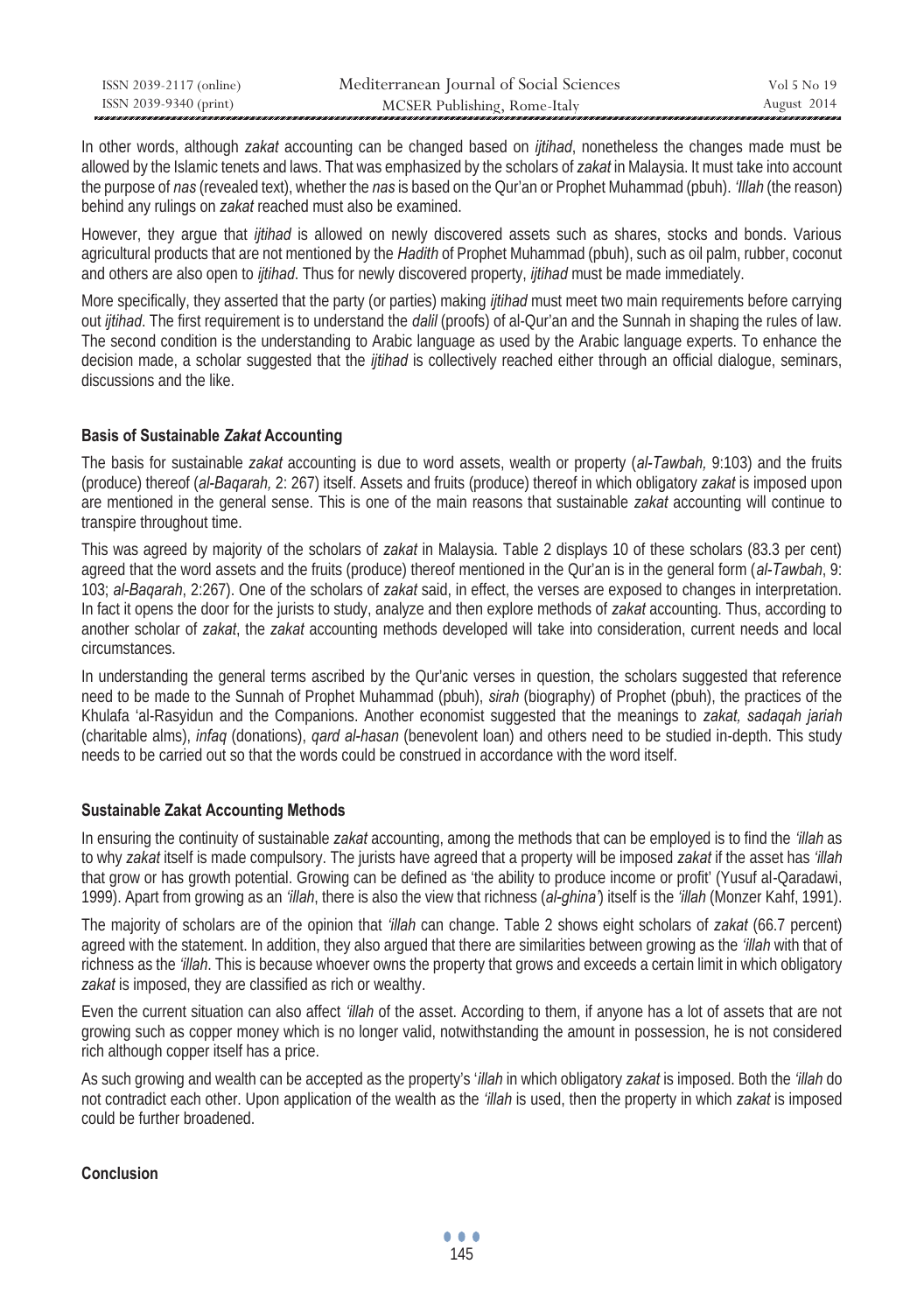In other words, although *zakat* accounting can be changed based on *ijtihad*, nonetheless the changes made must be allowed by the Islamic tenets and laws. That was emphasized by the scholars of *zakat* in Malaysia. It must take into account the purpose of *nas* (revealed text), whether the *nas* is based on the Qur'an or Prophet Muhammad (pbuh). *'Illah* (the reason) behind any rulings on *zakat* reached must also be examined.

However, they argue that *ijtihad* is allowed on newly discovered assets such as shares, stocks and bonds. Various agricultural products that are not mentioned by the *Hadith* of Prophet Muhammad (pbuh), such as oil palm, rubber, coconut and others are also open to *ijtihad*. Thus for newly discovered property, *ijtihad* must be made immediately.

More specifically, they asserted that the party (or parties) making *ijtihad* must meet two main requirements before carrying out *ijtihad*. The first requirement is to understand the *dalil* (proofs) of al-Qur'an and the Sunnah in shaping the rules of law. The second condition is the understanding to Arabic language as used by the Arabic language experts. To enhance the decision made, a scholar suggested that the *ijtihad* is collectively reached either through an official dialogue, seminars, discussions and the like.

## Basis of Sustainable *Zakat* Accounting

The basis for sustainable *zakat* accounting is due to word assets, wealth or property (*al-Tawbah,* 9:103) and the fruits (produce) thereof (*al-Baqarah,* 2: 267) itself. Assets and fruits (produce) thereof in which obligatory *zakat* is imposed upon are mentioned in the general sense. This is one of the main reasons that sustainable *zakat* accounting will continue to transpire throughout time.

This was agreed by majority of the scholars of *zakat* in Malaysia. Table 2 displays 10 of these scholars (83.3 per cent) agreed that the word assets and the fruits (produce) thereof mentioned in the Qur'an is in the general form (*al-Tawbah*, 9: 103; *al-Baqarah*, 2:267). One of the scholars of *zakat* said, in effect, the verses are exposed to changes in interpretation. In fact it opens the door for the jurists to study, analyze and then explore methods of *zakat* accounting. Thus, according to another scholar of *zakat*, the *zakat* accounting methods developed will take into consideration, current needs and local circumstances.

In understanding the general terms ascribed by the Qur'anic verses in question, the scholars suggested that reference need to be made to the Sunnah of Prophet Muhammad (pbuh), *sirah* (biography) of Prophet (pbuh), the practices of the Khulafa 'al-Rasyidun and the Companions. Another economist suggested that the meanings to *zakat, sadaqah jariah* (charitable alms), *infaq* (donations), *qard al-hasan* (benevolent loan) and others need to be studied in-depth. This study needs to be carried out so that the words could be construed in accordance with the word itself.

## Sustainable Zakat Accounting Methods

In ensuring the continuity of sustainable *zakat* accounting, among the methods that can be employed is to find the *'illah* as to why *zakat* itself is made compulsory. The jurists have agreed that a property will be imposed *zakat* if the asset has *'illah* that grow or has growth potential. Growing can be defined as 'the ability to produce income or profit' (Yusuf al-Qaradawi, 1999). Apart from growing as an *'illah*, there is also the view that richness (*al-ghina'*) itself is the *'illah* (Monzer Kahf, 1991).

The majority of scholars are of the opinion that *'illah* can change. Table 2 shows eight scholars of *zakat* (66.7 percent) agreed with the statement. In addition, they also argued that there are similarities between growing as the *'illah* with that of richness as the *'illah*. This is because whoever owns the property that grows and exceeds a certain limit in which obligatory *zakat* is imposed, they are classified as rich or wealthy.

Even the current situation can also affect *'illah* of the asset. According to them, if anyone has a lot of assets that are not growing such as copper money which is no longer valid, notwithstanding the amount in possession, he is not considered rich although copper itself has a price.

As such growing and wealth can be accepted as the property's '*illah* in which obligatory *zakat* is imposed. Both the *'illah* do not contradict each other. Upon application of the wealth as the *'illah* is used, then the property in which *zakat* is imposed could be further broadened.

## Conclusion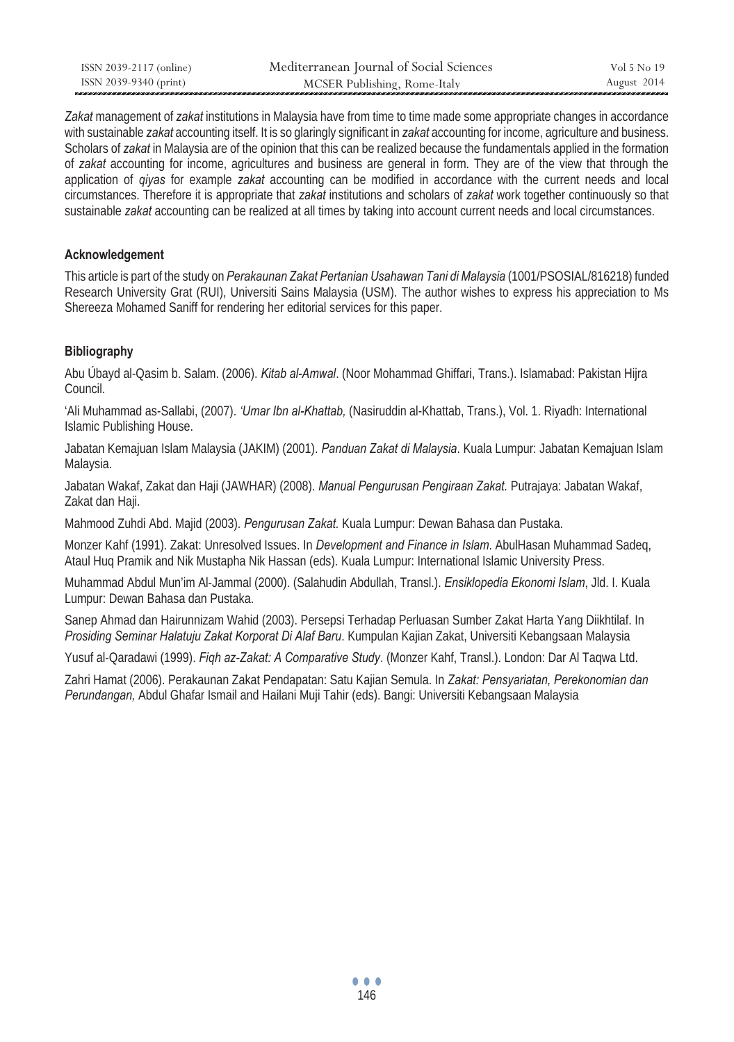*Zakat* management of *zakat* institutions in Malaysia have from time to time made some appropriate changes in accordance with sustainable *zakat* accounting itself. It is so glaringly significant in *zakat* accounting for income, agriculture and business. Scholars of *zakat* in Malaysia are of the opinion that this can be realized because the fundamentals applied in the formation of *zakat* accounting for income, agricultures and business are general in form. They are of the view that through the application of *qiyas* for example *zakat* accounting can be modified in accordance with the current needs and local circumstances. Therefore it is appropriate that *zakat* institutions and scholars of *zakat* work together continuously so that sustainable *zakat* accounting can be realized at all times by taking into account current needs and local circumstances.

## Acknowledgement

This article is part of the study on *Perakaunan Zakat Pertanian Usahawan Tani di Malaysia* (1001/PSOSIAL/816218) funded Research University Grat (RUI), Universiti Sains Malaysia (USM). The author wishes to express his appreciation to Ms Shereeza Mohamed Saniff for rendering her editorial services for this paper.

## Bibliography

Abu Úbayd al-Qasim b. Salam. (2006). *Kitab al-Amwal*. (Noor Mohammad Ghiffari, Trans.). Islamabad: Pakistan Hijra Council.

'Ali Muhammad as-Sallabi, (2007). *'Umar Ibn al-Khattab,* (Nasiruddin al-Khattab, Trans.), Vol. 1. Riyadh: International Islamic Publishing House.

Jabatan Kemajuan Islam Malaysia (JAKIM) (2001). *Panduan Zakat di Malaysia*. Kuala Lumpur: Jabatan Kemajuan Islam Malaysia.

Jabatan Wakaf, Zakat dan Haji (JAWHAR) (2008). *Manual Pengurusan Pengiraan Zakat.* Putrajaya: Jabatan Wakaf, Zakat dan Haji.

Mahmood Zuhdi Abd. Majid (2003). *Pengurusan Zakat.* Kuala Lumpur: Dewan Bahasa dan Pustaka.

Monzer Kahf (1991). Zakat: Unresolved Issues. In *Development and Finance in Islam*. AbulHasan Muhammad Sadeq, Ataul Huq Pramik and Nik Mustapha Nik Hassan (eds). Kuala Lumpur: International Islamic University Press.

Muhammad Abdul Mun'im Al-Jammal (2000). (Salahudin Abdullah, Transl.). *Ensiklopedia Ekonomi Islam*, Jld. I. Kuala Lumpur: Dewan Bahasa dan Pustaka.

Sanep Ahmad dan Hairunnizam Wahid (2003). Persepsi Terhadap Perluasan Sumber Zakat Harta Yang Diikhtilaf. In *Prosiding Seminar Halatuju Zakat Korporat Di Alaf Baru*. Kumpulan Kajian Zakat, Universiti Kebangsaan Malaysia

Yusuf al-Qaradawi (1999). *Fiqh az-Zakat: A Comparative Study*. (Monzer Kahf, Transl.). London: Dar Al Taqwa Ltd.

Zahri Hamat (2006). Perakaunan Zakat Pendapatan: Satu Kajian Semula. In *Zakat: Pensyariatan, Perekonomian dan Perundangan,* Abdul Ghafar Ismail and Hailani Muji Tahir (eds). Bangi: Universiti Kebangsaan Malaysia